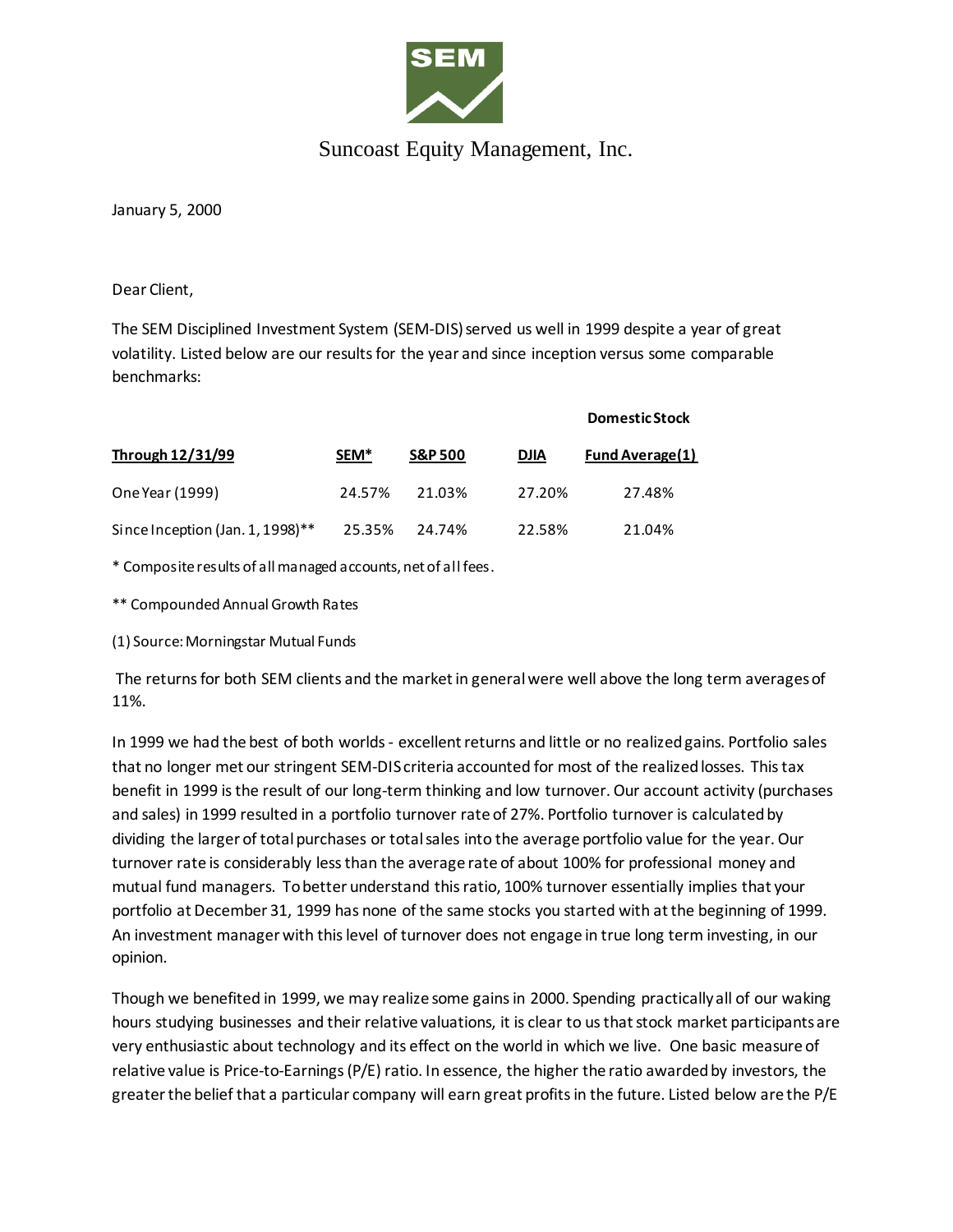# Suncoast Equity Management, Inc.

January 5, 2000

Dear Client,

The SEM Disciplined Investment System (SEM-DIS) served us well in 1999 despite a year of great volatility. Listed below are our results for the year and since inception versus some comparable benchmarks:

| **Through 12/31/99** | **SEM*** | **S&P 500** | **DJIA** | **Domestic Stock Fund Average(1)** |
|---|---|---|---|---|
| One Year (1999) | 24.57% | 21.03% | 27.20% | 27.48% |
| Since Inception (Jan. 1, 1998)** | 25.35% | 24.74% | 22.58% | 21.04% |

* Composite results of all managed accounts, net of all fees.

** Compounded Annual Growth Rates

(1) Source: Morningstar Mutual Funds

The returns for both SEM clients and the market in general were well above the long term averages of 11%.

In 1999 we had the best of both worlds - excellent returns and little or no realized gains. Portfolio sales that no longer met our stringent SEM-DIS criteria accounted for most of the realized losses. This tax benefit in 1999 is the result of our long-term thinking and low turnover. Our account activity (purchases and sales) in 1999 resulted in a portfolio turnover rate of 27%. Portfolio turnover is calculated by dividing the larger of total purchases or total sales into the average portfolio value for the year. Our turnover rate is considerably less than the average rate of about 100% for professional money and mutual fund managers. To better understand this ratio, 100% turnover essentially implies that your portfolio at December 31, 1999 has none of the same stocks you started with at the beginning of 1999. An investment manager with this level of turnover does not engage in true long term investing, in our opinion.

Though we benefited in 1999, we may realize some gains in 2000. Spending practically all of our waking hours studying businesses and their relative valuations, it is clear to us that stock market participants are very enthusiastic about technology and its effect on the world in which we live. One basic measure of relative value is Price-to-Earnings (P/E) ratio. In essence, the higher the ratio awarded by investors, the greater the belief that a particular company will earn great profits in the future. Listed below are the P/E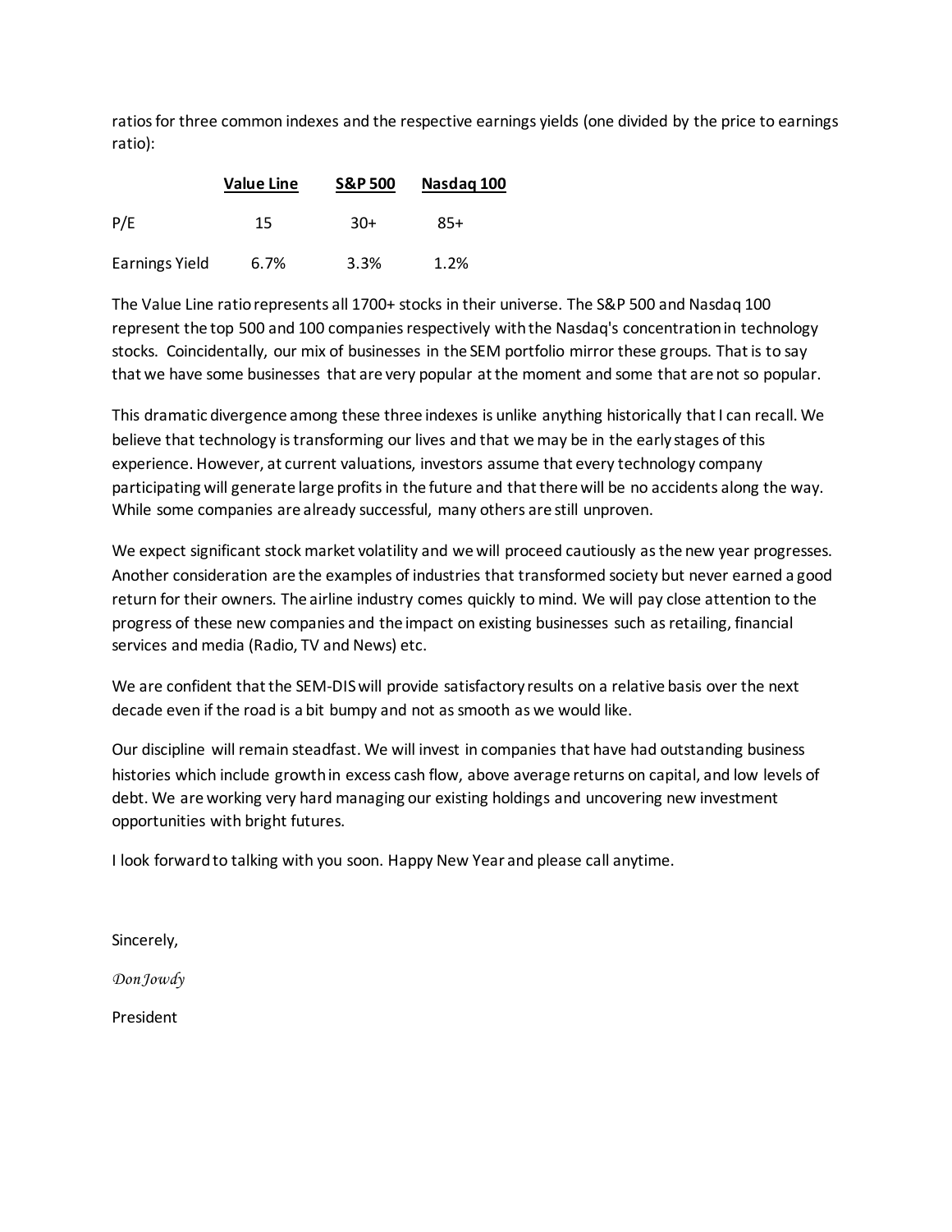ratios for three common indexes and the respective earnings yields (one divided by the price to earnings ratio):

| | Value Line | S&P 500 | Nasdaq 100 |
|---|---|---|---|
| P/E | 15 | 30+ | 85+ |
| Earnings Yield | 6.7% | 3.3% | 1.2% |

The Value Line ratio represents all 1700+ stocks in their universe. The S&P 500 and Nasdaq 100 represent the top 500 and 100 companies respectively with the Nasdaq's concentration in technology stocks. Coincidentally, our mix of businesses in the SEM portfolio mirror these groups. That is to say that we have some businesses that are very popular at the moment and some that are not so popular.

This dramatic divergence among these three indexes is unlike anything historically that I can recall. We believe that technology is transforming our lives and that we may be in the early stages of this experience. However, at current valuations, investors assume that every technology company participating will generate large profits in the future and that there will be no accidents along the way. While some companies are already successful, many others are still unproven.

We expect significant stock market volatility and we will proceed cautiously as the new year progresses. Another consideration are the examples of industries that transformed society but never earned a good return for their owners. The airline industry comes quickly to mind. We will pay close attention to the progress of these new companies and the impact on existing businesses such as retailing, financial services and media (Radio, TV and News) etc.

We are confident that the SEM-DIS will provide satisfactory results on a relative basis over the next decade even if the road is a bit bumpy and not as smooth as we would like.

Our discipline will remain steadfast. We will invest in companies that have had outstanding business histories which include growth in excess cash flow, above average returns on capital, and low levels of debt. We are working very hard managing our existing holdings and uncovering new investment opportunities with bright futures.

I look forward to talking with you soon. Happy New Year and please call anytime.

Sincerely,

*Don Jowdy*

President